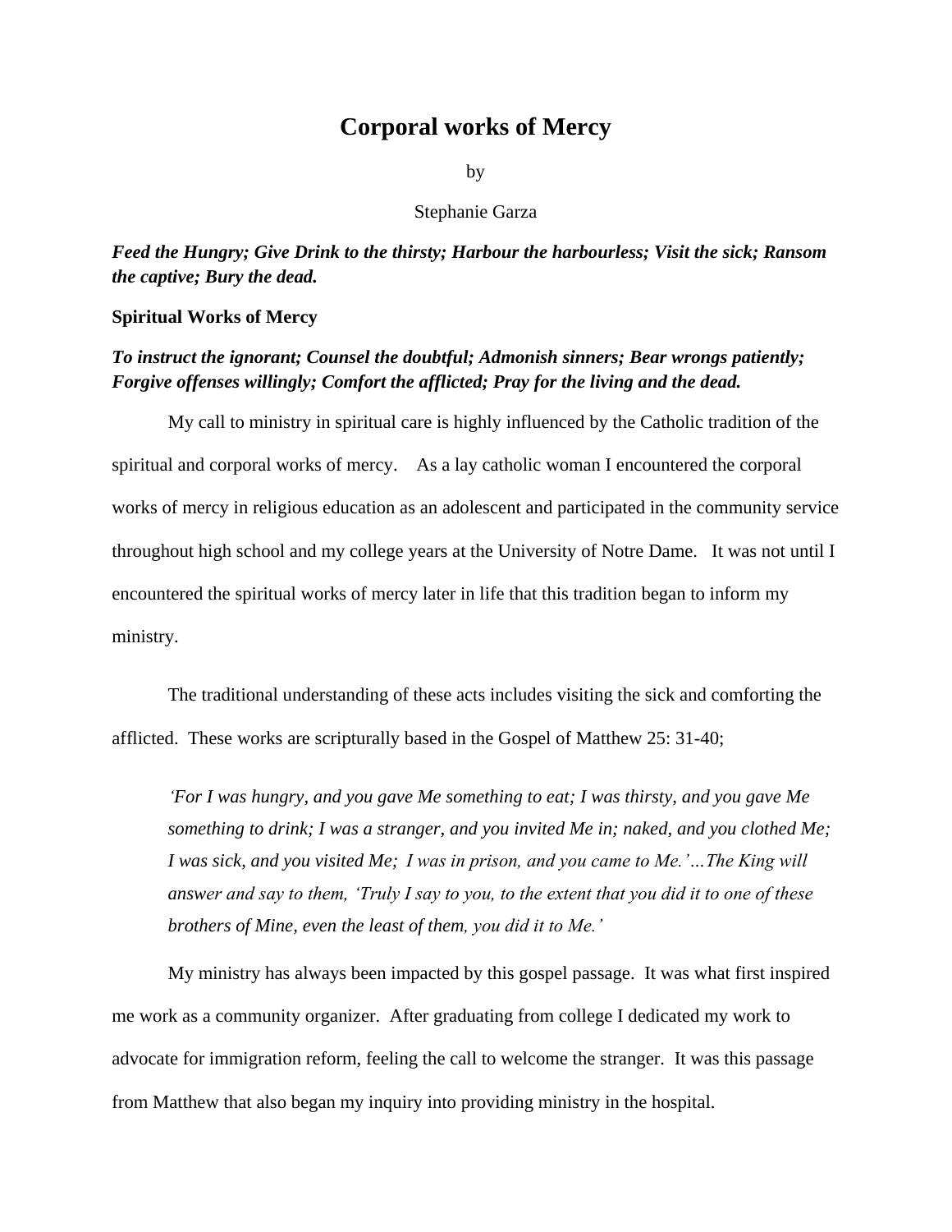# Corporal works of Mercy

by

Stephanie Garza

***Feed the Hungry; Give Drink to the thirsty; Harbour the harbourless; Visit the sick; Ransom the captive; Bury the dead.***

**Spiritual Works of Mercy**

***To instruct the ignorant; Counsel the doubtful; Admonish sinners; Bear wrongs patiently; Forgive offenses willingly; Comfort the afflicted; Pray for the living and the dead.***

My call to ministry in spiritual care is highly influenced by the Catholic tradition of the spiritual and corporal works of mercy. As a lay catholic woman I encountered the corporal works of mercy in religious education as an adolescent and participated in the community service throughout high school and my college years at the University of Notre Dame. It was not until I encountered the spiritual works of mercy later in life that this tradition began to inform my ministry.

The traditional understanding of these acts includes visiting the sick and comforting the afflicted. These works are scripturally based in the Gospel of Matthew 25: 31-40;

> *'For I was hungry, and you gave Me something to eat; I was thirsty, and you gave Me something to drink; I was a stranger, and you invited Me in; naked, and you clothed Me; I was sick, and you visited Me; I was in prison, and you came to Me.'…The King will answer and say to them, 'Truly I say to you, to the extent that you did it to one of these brothers of Mine, even the least of them, you did it to Me.'*

My ministry has always been impacted by this gospel passage. It was what first inspired me work as a community organizer. After graduating from college I dedicated my work to advocate for immigration reform, feeling the call to welcome the stranger. It was this passage from Matthew that also began my inquiry into providing ministry in the hospital.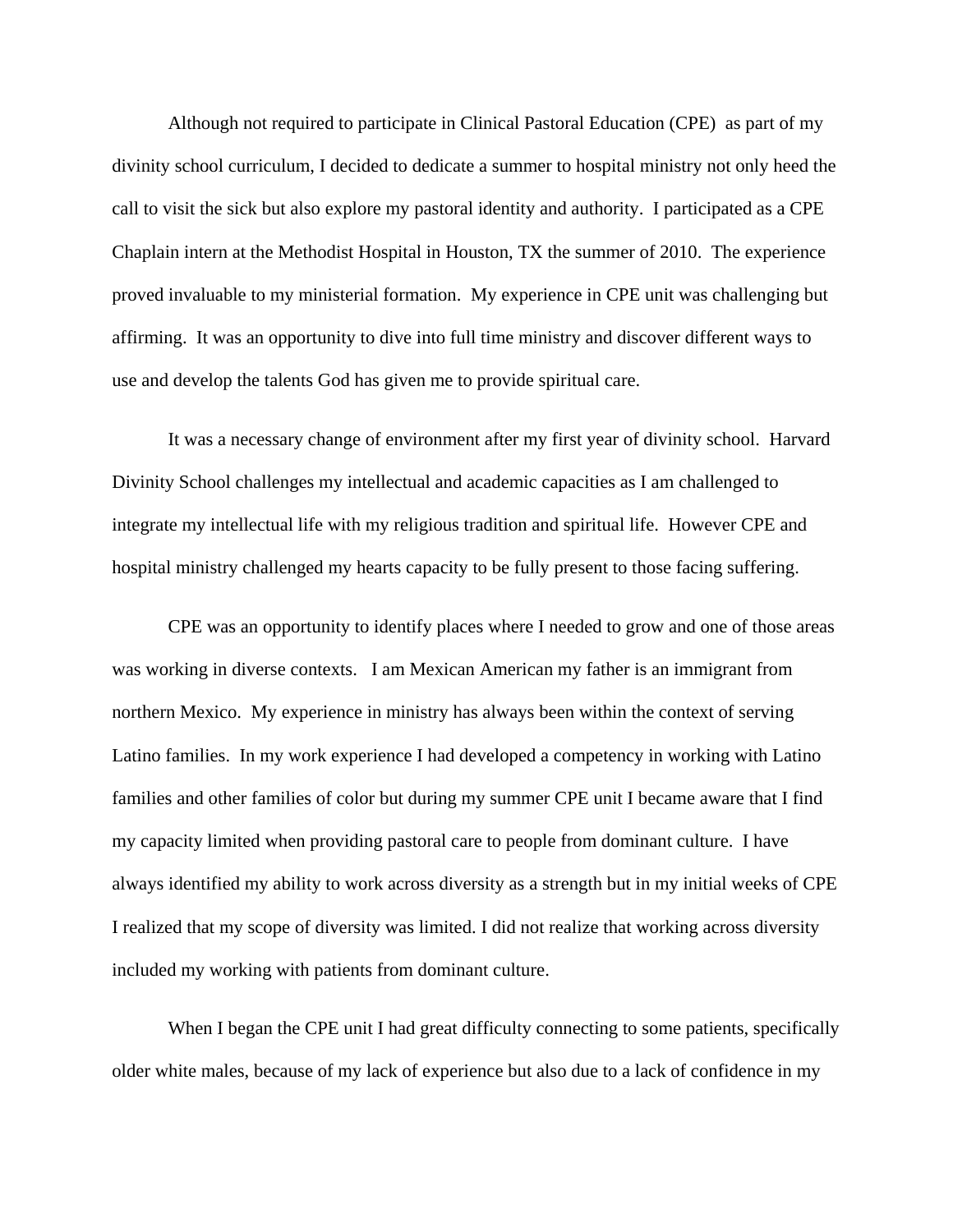Although not required to participate in Clinical Pastoral Education (CPE) as part of my divinity school curriculum, I decided to dedicate a summer to hospital ministry not only heed the call to visit the sick but also explore my pastoral identity and authority. I participated as a CPE Chaplain intern at the Methodist Hospital in Houston, TX the summer of 2010. The experience proved invaluable to my ministerial formation. My experience in CPE unit was challenging but affirming. It was an opportunity to dive into full time ministry and discover different ways to use and develop the talents God has given me to provide spiritual care.

It was a necessary change of environment after my first year of divinity school. Harvard Divinity School challenges my intellectual and academic capacities as I am challenged to integrate my intellectual life with my religious tradition and spiritual life. However CPE and hospital ministry challenged my hearts capacity to be fully present to those facing suffering.

CPE was an opportunity to identify places where I needed to grow and one of those areas was working in diverse contexts. I am Mexican American my father is an immigrant from northern Mexico. My experience in ministry has always been within the context of serving Latino families. In my work experience I had developed a competency in working with Latino families and other families of color but during my summer CPE unit I became aware that I find my capacity limited when providing pastoral care to people from dominant culture. I have always identified my ability to work across diversity as a strength but in my initial weeks of CPE I realized that my scope of diversity was limited. I did not realize that working across diversity included my working with patients from dominant culture.

When I began the CPE unit I had great difficulty connecting to some patients, specifically older white males, because of my lack of experience but also due to a lack of confidence in my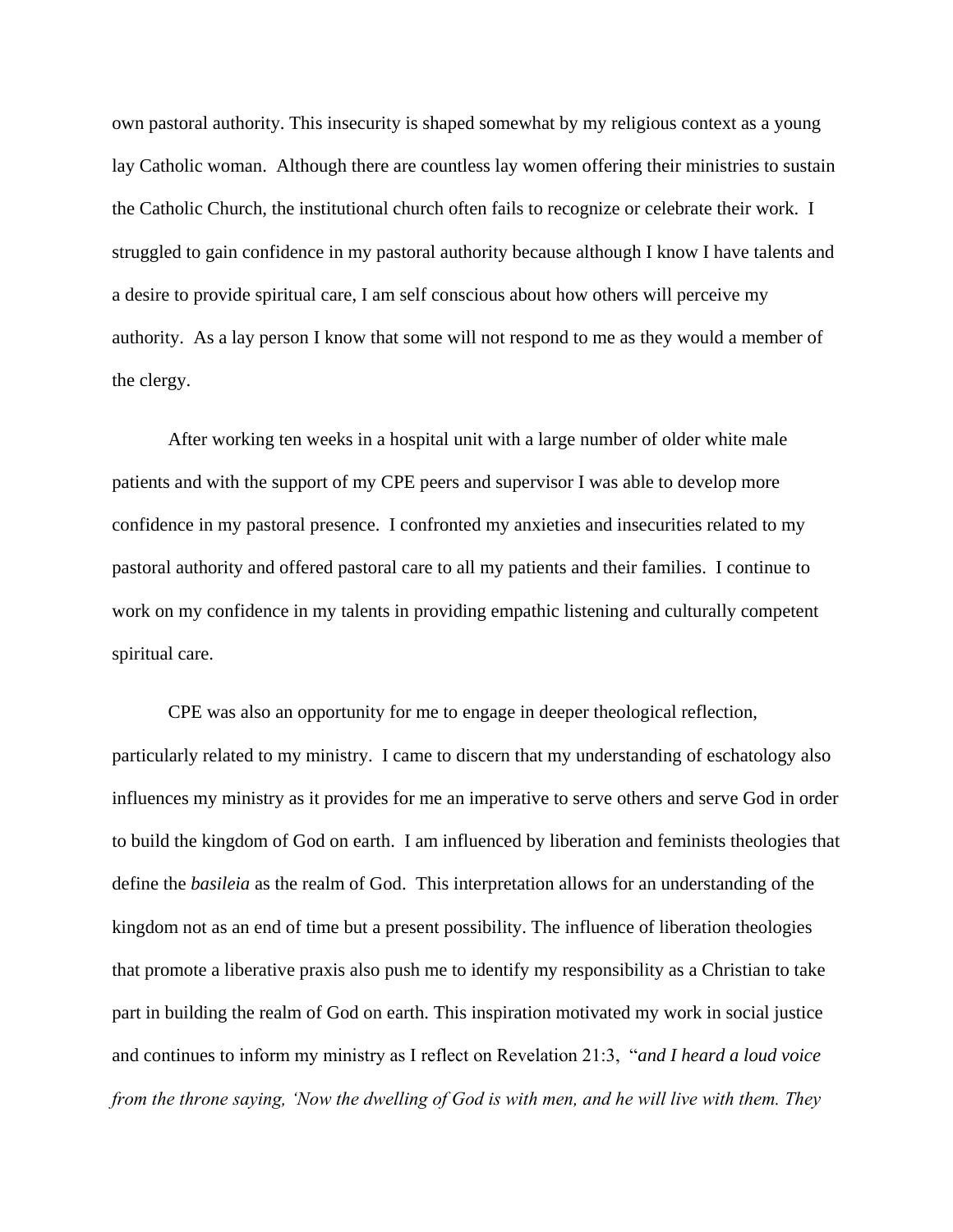own pastoral authority. This insecurity is shaped somewhat by my religious context as a young lay Catholic woman. Although there are countless lay women offering their ministries to sustain the Catholic Church, the institutional church often fails to recognize or celebrate their work. I struggled to gain confidence in my pastoral authority because although I know I have talents and a desire to provide spiritual care, I am self conscious about how others will perceive my authority. As a lay person I know that some will not respond to me as they would a member of the clergy.

After working ten weeks in a hospital unit with a large number of older white male patients and with the support of my CPE peers and supervisor I was able to develop more confidence in my pastoral presence. I confronted my anxieties and insecurities related to my pastoral authority and offered pastoral care to all my patients and their families. I continue to work on my confidence in my talents in providing empathic listening and culturally competent spiritual care.

CPE was also an opportunity for me to engage in deeper theological reflection, particularly related to my ministry. I came to discern that my understanding of eschatology also influences my ministry as it provides for me an imperative to serve others and serve God in order to build the kingdom of God on earth. I am influenced by liberation and feminists theologies that define the *basileia* as the realm of God. This interpretation allows for an understanding of the kingdom not as an end of time but a present possibility. The influence of liberation theologies that promote a liberative praxis also push me to identify my responsibility as a Christian to take part in building the realm of God on earth. This inspiration motivated my work in social justice and continues to inform my ministry as I reflect on Revelation 21:3, "*and I heard a loud voice from the throne saying, 'Now the dwelling of God is with men, and he will live with them. They*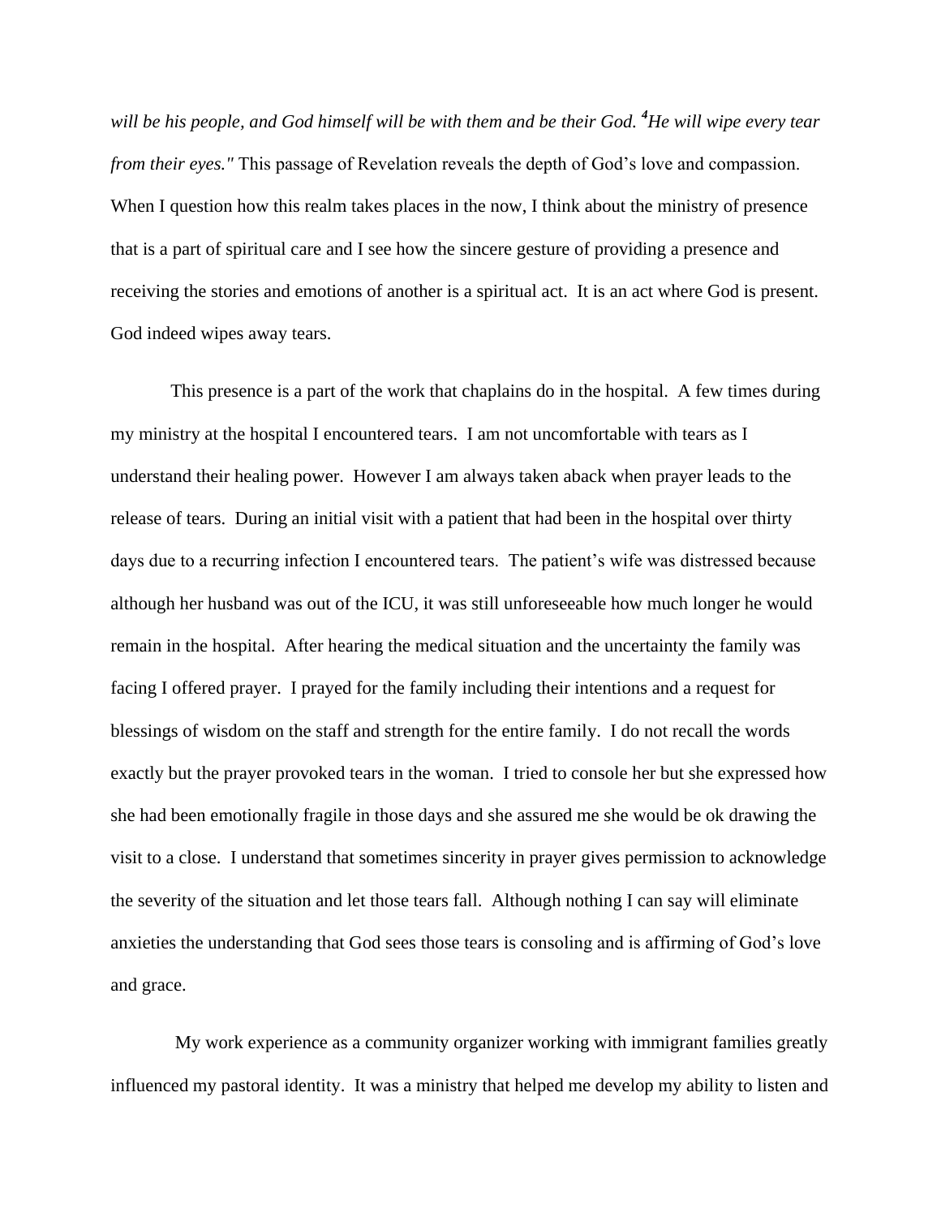*will be his people, and God himself will be with them and be their God. [4]He will wipe every tear from their eyes."* This passage of Revelation reveals the depth of God's love and compassion. When I question how this realm takes places in the now, I think about the ministry of presence that is a part of spiritual care and I see how the sincere gesture of providing a presence and receiving the stories and emotions of another is a spiritual act. It is an act where God is present. God indeed wipes away tears.

This presence is a part of the work that chaplains do in the hospital. A few times during my ministry at the hospital I encountered tears. I am not uncomfortable with tears as I understand their healing power. However I am always taken aback when prayer leads to the release of tears. During an initial visit with a patient that had been in the hospital over thirty days due to a recurring infection I encountered tears. The patient's wife was distressed because although her husband was out of the ICU, it was still unforeseeable how much longer he would remain in the hospital. After hearing the medical situation and the uncertainty the family was facing I offered prayer. I prayed for the family including their intentions and a request for blessings of wisdom on the staff and strength for the entire family. I do not recall the words exactly but the prayer provoked tears in the woman. I tried to console her but she expressed how she had been emotionally fragile in those days and she assured me she would be ok drawing the visit to a close. I understand that sometimes sincerity in prayer gives permission to acknowledge the severity of the situation and let those tears fall. Although nothing I can say will eliminate anxieties the understanding that God sees those tears is consoling and is affirming of God's love and grace.

My work experience as a community organizer working with immigrant families greatly influenced my pastoral identity. It was a ministry that helped me develop my ability to listen and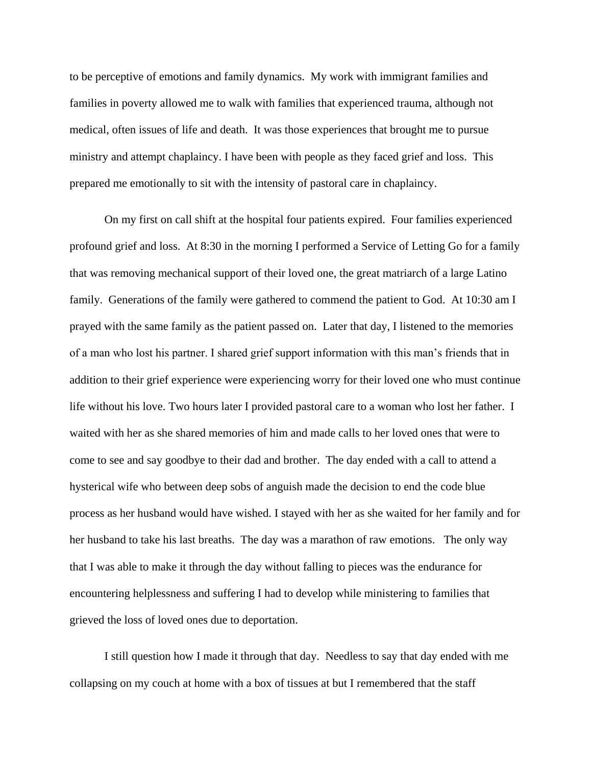to be perceptive of emotions and family dynamics. My work with immigrant families and families in poverty allowed me to walk with families that experienced trauma, although not medical, often issues of life and death. It was those experiences that brought me to pursue ministry and attempt chaplaincy. I have been with people as they faced grief and loss. This prepared me emotionally to sit with the intensity of pastoral care in chaplaincy.

On my first on call shift at the hospital four patients expired. Four families experienced profound grief and loss. At 8:30 in the morning I performed a Service of Letting Go for a family that was removing mechanical support of their loved one, the great matriarch of a large Latino family. Generations of the family were gathered to commend the patient to God. At 10:30 am I prayed with the same family as the patient passed on. Later that day, I listened to the memories of a man who lost his partner. I shared grief support information with this man's friends that in addition to their grief experience were experiencing worry for their loved one who must continue life without his love. Two hours later I provided pastoral care to a woman who lost her father. I waited with her as she shared memories of him and made calls to her loved ones that were to come to see and say goodbye to their dad and brother. The day ended with a call to attend a hysterical wife who between deep sobs of anguish made the decision to end the code blue process as her husband would have wished. I stayed with her as she waited for her family and for her husband to take his last breaths. The day was a marathon of raw emotions. The only way that I was able to make it through the day without falling to pieces was the endurance for encountering helplessness and suffering I had to develop while ministering to families that grieved the loss of loved ones due to deportation.

I still question how I made it through that day. Needless to say that day ended with me collapsing on my couch at home with a box of tissues at but I remembered that the staff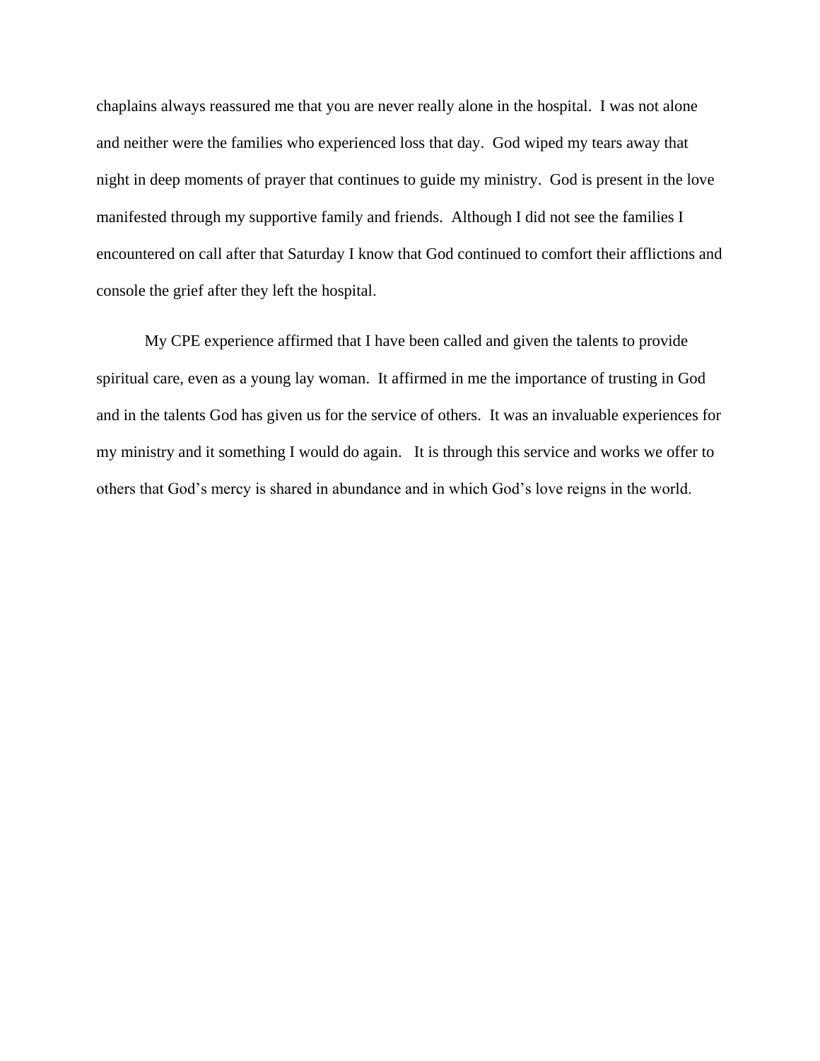chaplains always reassured me that you are never really alone in the hospital. I was not alone and neither were the families who experienced loss that day. God wiped my tears away that night in deep moments of prayer that continues to guide my ministry. God is present in the love manifested through my supportive family and friends. Although I did not see the families I encountered on call after that Saturday I know that God continued to comfort their afflictions and console the grief after they left the hospital.

My CPE experience affirmed that I have been called and given the talents to provide spiritual care, even as a young lay woman. It affirmed in me the importance of trusting in God and in the talents God has given us for the service of others. It was an invaluable experiences for my ministry and it something I would do again. It is through this service and works we offer to others that God's mercy is shared in abundance and in which God's love reigns in the world.